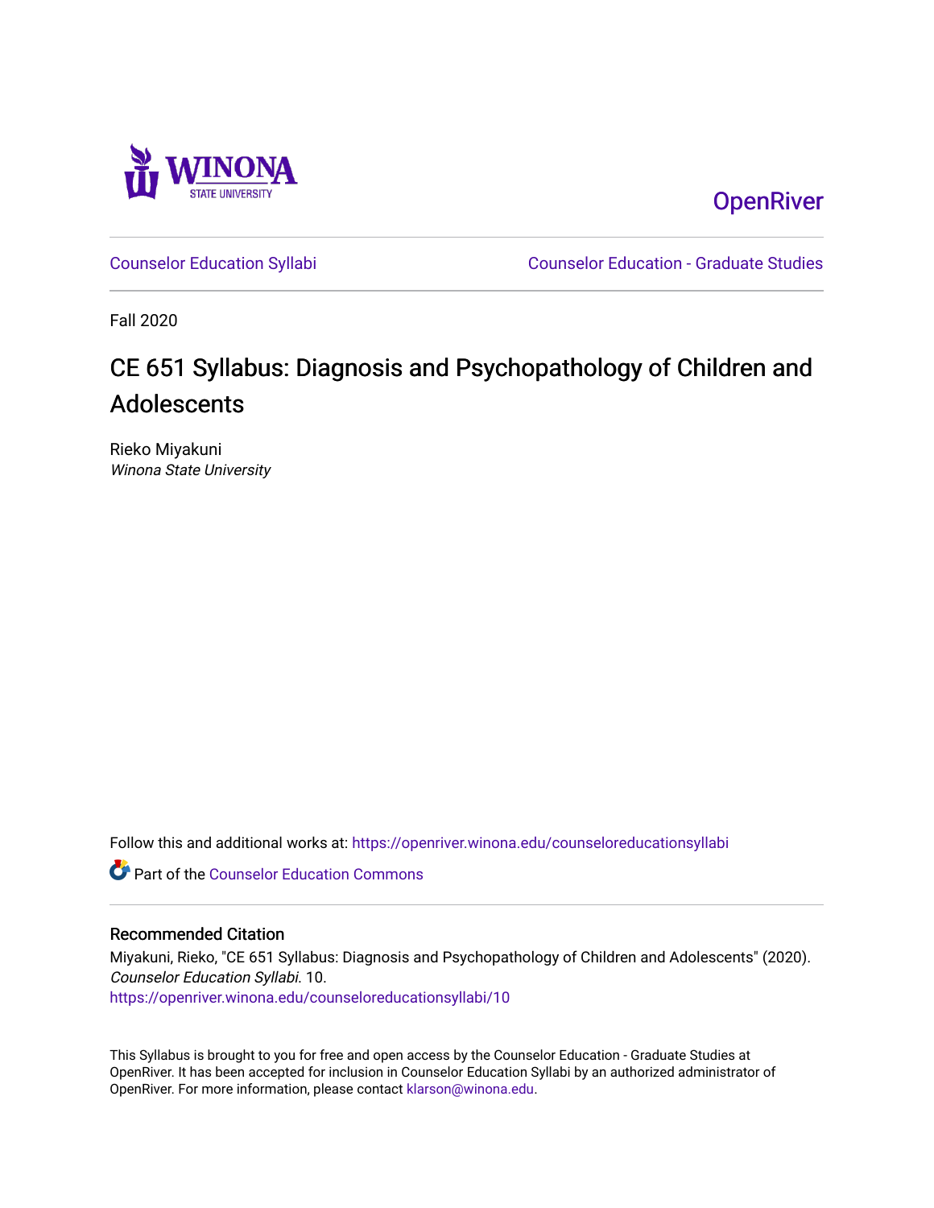Winona State University

OpenRiver

Counselor Education Syllabi

Counselor Education - Graduate Studies

Fall 2020

# CE 651 Syllabus: Diagnosis and Psychopathology of Children and Adolescents

Rieko Miyakuni
*Winona State University*

Follow this and additional works at: https://openriver.winona.edu/counseloreducationsyllabi

Part of the Counselor Education Commons

## Recommended Citation

Miyakuni, Rieko, "CE 651 Syllabus: Diagnosis and Psychopathology of Children and Adolescents" (2020). *Counselor Education Syllabi*. 10.
https://openriver.winona.edu/counseloreducationsyllabi/10

This Syllabus is brought to you for free and open access by the Counselor Education - Graduate Studies at OpenRiver. It has been accepted for inclusion in Counselor Education Syllabi by an authorized administrator of OpenRiver. For more information, please contact klarson@winona.edu.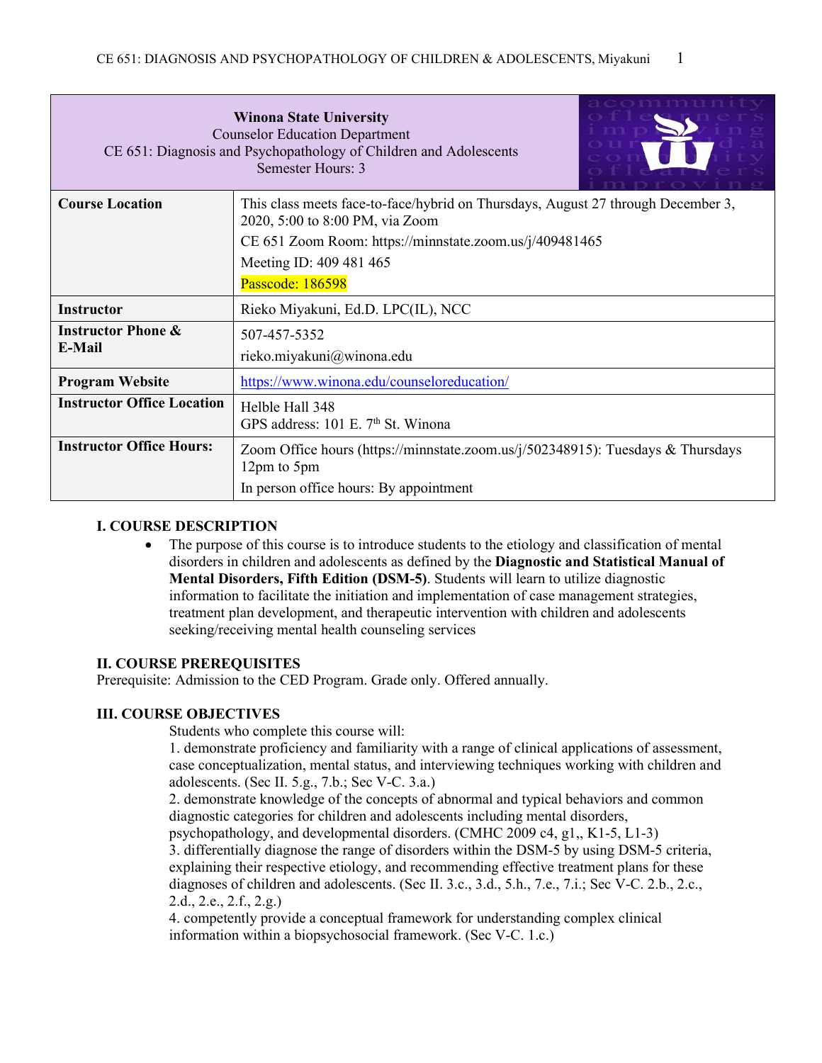**Winona State University**
Counselor Education Department
CE 651: Diagnosis and Psychopathology of Children and Adolescents
Semester Hours: 3

| | |
|---|---|
| **Course Location** | This class meets face-to-face/hybrid on Thursdays, August 27 through December 3, 2020, 5:00 to 8:00 PM, via Zoom<br>CE 651 Zoom Room: https://minnstate.zoom.us/j/409481465<br>Meeting ID: 409 481 465<br>Passcode: 186598 |
| **Instructor** | Rieko Miyakuni, Ed.D. LPC(IL), NCC |
| **Instructor Phone & E-Mail** | 507-457-5352<br>rieko.miyakuni@winona.edu |
| **Program Website** | https://www.winona.edu/counseloreducation/ |
| **Instructor Office Location** | Helble Hall 348<br>GPS address: 101 E. 7th St. Winona |
| **Instructor Office Hours:** | Zoom Office hours (https://minnstate.zoom.us/j/502348915): Tuesdays & Thursdays 12pm to 5pm<br>In person office hours: By appointment |

## I. COURSE DESCRIPTION

- The purpose of this course is to introduce students to the etiology and classification of mental disorders in children and adolescents as defined by the **Diagnostic and Statistical Manual of Mental Disorders, Fifth Edition (DSM-5)**. Students will learn to utilize diagnostic information to facilitate the initiation and implementation of case management strategies, treatment plan development, and therapeutic intervention with children and adolescents seeking/receiving mental health counseling services

## II. COURSE PREREQUISITES

Prerequisite: Admission to the CED Program. Grade only. Offered annually.

## III. COURSE OBJECTIVES

Students who complete this course will:

1. demonstrate proficiency and familiarity with a range of clinical applications of assessment, case conceptualization, mental status, and interviewing techniques working with children and adolescents. (Sec II. 5.g., 7.b.; Sec V-C. 3.a.)
2. demonstrate knowledge of the concepts of abnormal and typical behaviors and common diagnostic categories for children and adolescents including mental disorders, psychopathology, and developmental disorders. (CMHC 2009 c4, g1,, K1-5, L1-3)
3. differentially diagnose the range of disorders within the DSM-5 by using DSM-5 criteria, explaining their respective etiology, and recommending effective treatment plans for these diagnoses of children and adolescents. (Sec II. 3.c., 3.d., 5.h., 7.e., 7.i.; Sec V-C. 2.b., 2.c., 2.d., 2.e., 2.f., 2.g.)
4. competently provide a conceptual framework for understanding complex clinical information within a biopsychosocial framework. (Sec V-C. 1.c.)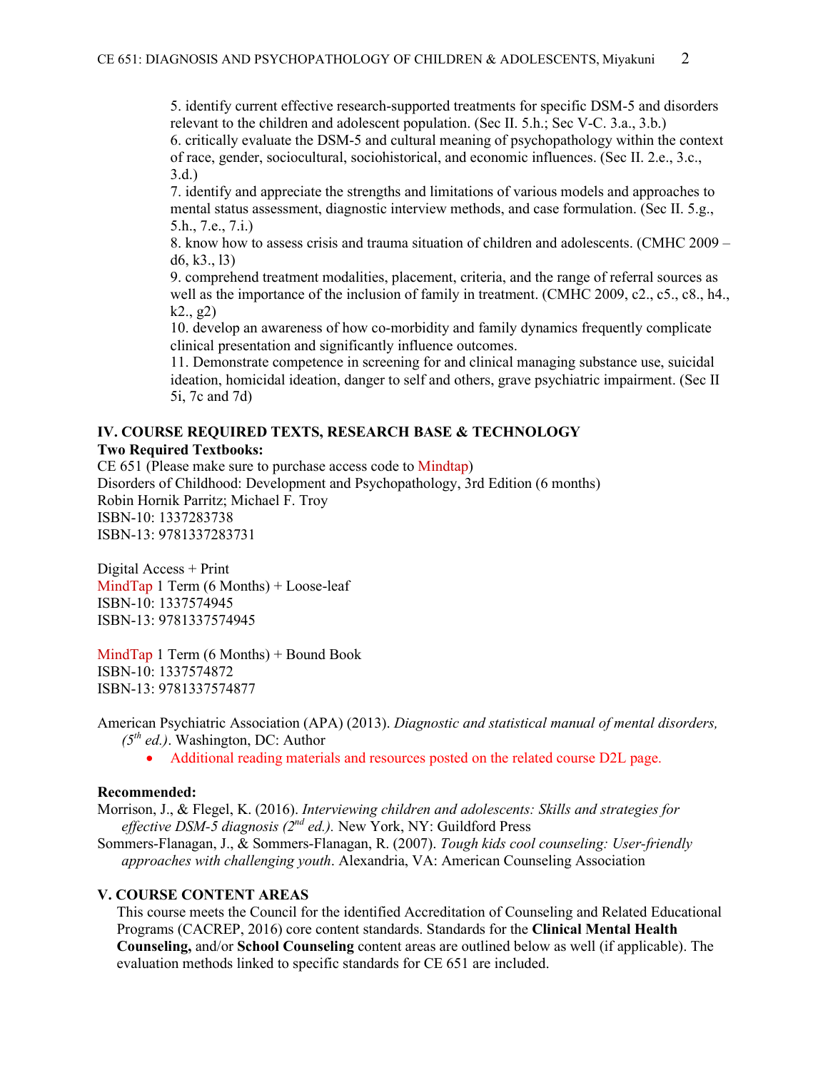5. identify current effective research-supported treatments for specific DSM-5 and disorders relevant to the children and adolescent population. (Sec II. 5.h.; Sec V-C. 3.a., 3.b.)
6. critically evaluate the DSM-5 and cultural meaning of psychopathology within the context of race, gender, sociocultural, sociohistorical, and economic influences. (Sec II. 2.e., 3.c., 3.d.)
7. identify and appreciate the strengths and limitations of various models and approaches to mental status assessment, diagnostic interview methods, and case formulation. (Sec II. 5.g., 5.h., 7.e., 7.i.)
8. know how to assess crisis and trauma situation of children and adolescents. (CMHC 2009 – d6, k3., l3)
9. comprehend treatment modalities, placement, criteria, and the range of referral sources as well as the importance of the inclusion of family in treatment. (CMHC 2009, c2., c5., c8., h4., k2., g2)
10. develop an awareness of how co-morbidity and family dynamics frequently complicate clinical presentation and significantly influence outcomes.
11. Demonstrate competence in screening for and clinical managing substance use, suicidal ideation, homicidal ideation, danger to self and others, grave psychiatric impairment. (Sec II 5i, 7c and 7d)

## IV. COURSE REQUIRED TEXTS, RESEARCH BASE & TECHNOLOGY

**Two Required Textbooks:**

CE 651 (Please make sure to purchase access code to Mindtap)
Disorders of Childhood: Development and Psychopathology, 3rd Edition (6 months)
Robin Hornik Parritz; Michael F. Troy
ISBN-10: 1337283738
ISBN-13: 9781337283731

Digital Access + Print
MindTap 1 Term (6 Months) + Loose-leaf
ISBN-10: 1337574945
ISBN-13: 9781337574945

MindTap 1 Term (6 Months) + Bound Book
ISBN-10: 1337574872
ISBN-13: 9781337574877

American Psychiatric Association (APA) (2013). *Diagnostic and statistical manual of mental disorders, (5th ed.)*. Washington, DC: Author

- Additional reading materials and resources posted on the related course D2L page.

**Recommended:**

Morrison, J., & Flegel, K. (2016). *Interviewing children and adolescents: Skills and strategies for effective DSM-5 diagnosis (2nd ed.).* New York, NY: Guildford Press

Sommers-Flanagan, J., & Sommers-Flanagan, R. (2007). *Tough kids cool counseling: User-friendly approaches with challenging youth*. Alexandria, VA: American Counseling Association

## V. COURSE CONTENT AREAS

This course meets the Council for the identified Accreditation of Counseling and Related Educational Programs (CACREP, 2016) core content standards. Standards for the **Clinical Mental Health Counseling,** and/or **School Counseling** content areas are outlined below as well (if applicable). The evaluation methods linked to specific standards for CE 651 are included.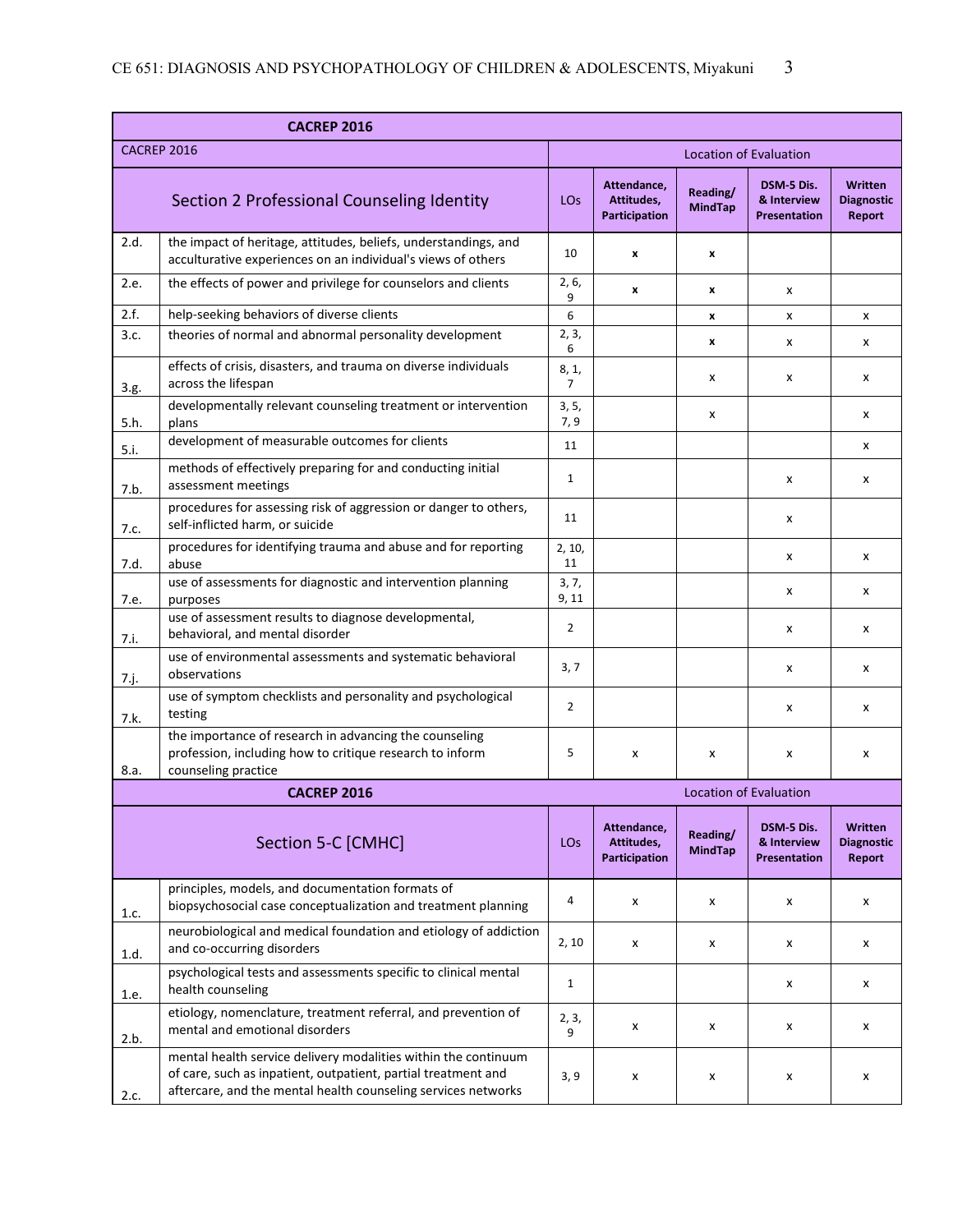| CACREP 2016 | | | | | | |
|---|---|---|---|---|---|---|
| CACREP 2016 | | Location of Evaluation | | | | |
| **Section 2 Professional Counseling Identity** | | **LOs** | **Attendance, Attitudes, Participation** | **Reading/ MindTap** | **DSM-5 Dis. & Interview Presentation** | **Written Diagnostic Report** |
| 2.d. | the impact of heritage, attitudes, beliefs, understandings, and acculturative experiences on an individual's views of others | 10 | x | x | | |
| 2.e. | the effects of power and privilege for counselors and clients | 2, 6, 9 | x | x | x | |
| 2.f. | help-seeking behaviors of diverse clients | 6 | | x | x | x |
| 3.c. | theories of normal and abnormal personality development | 2, 3, 6 | | x | x | x |
| 3.g. | effects of crisis, disasters, and trauma on diverse individuals across the lifespan | 8, 1, 7 | | x | x | x |
| 5.h. | developmentally relevant counseling treatment or intervention plans | 3, 5, 7, 9 | | x | | x |
| 5.i. | development of measurable outcomes for clients | 11 | | | | x |
| 7.b. | methods of effectively preparing for and conducting initial assessment meetings | 1 | | | x | x |
| 7.c. | procedures for assessing risk of aggression or danger to others, self-inflicted harm, or suicide | 11 | | | x | |
| 7.d. | procedures for identifying trauma and abuse and for reporting abuse | 2, 10, 11 | | | x | x |
| 7.e. | use of assessments for diagnostic and intervention planning purposes | 3, 7, 9, 11 | | | x | x |
| 7.i. | use of assessment results to diagnose developmental, behavioral, and mental disorder | 2 | | | x | x |
| 7.j. | use of environmental assessments and systematic behavioral observations | 3, 7 | | | x | x |
| 7.k. | use of symptom checklists and personality and psychological testing | 2 | | | x | x |
| 8.a. | the importance of research in advancing the counseling profession, including how to critique research to inform counseling practice | 5 | x | x | x | x |
| **CACREP 2016** | | Location of Evaluation | | | | |
| **Section 5-C [CMHC]** | | **LOs** | **Attendance, Attitudes, Participation** | **Reading/ MindTap** | **DSM-5 Dis. & Interview Presentation** | **Written Diagnostic Report** |
| 1.c. | principles, models, and documentation formats of biopsychosocial case conceptualization and treatment planning | 4 | x | x | x | x |
| 1.d. | neurobiological and medical foundation and etiology of addiction and co-occurring disorders | 2, 10 | x | x | x | x |
| 1.e. | psychological tests and assessments specific to clinical mental health counseling | 1 | | | x | x |
| 2.b. | etiology, nomenclature, treatment referral, and prevention of mental and emotional disorders | 2, 3, 9 | x | x | x | x |
| 2.c. | mental health service delivery modalities within the continuum of care, such as inpatient, outpatient, partial treatment and aftercare, and the mental health counseling services networks | 3, 9 | x | x | x | x |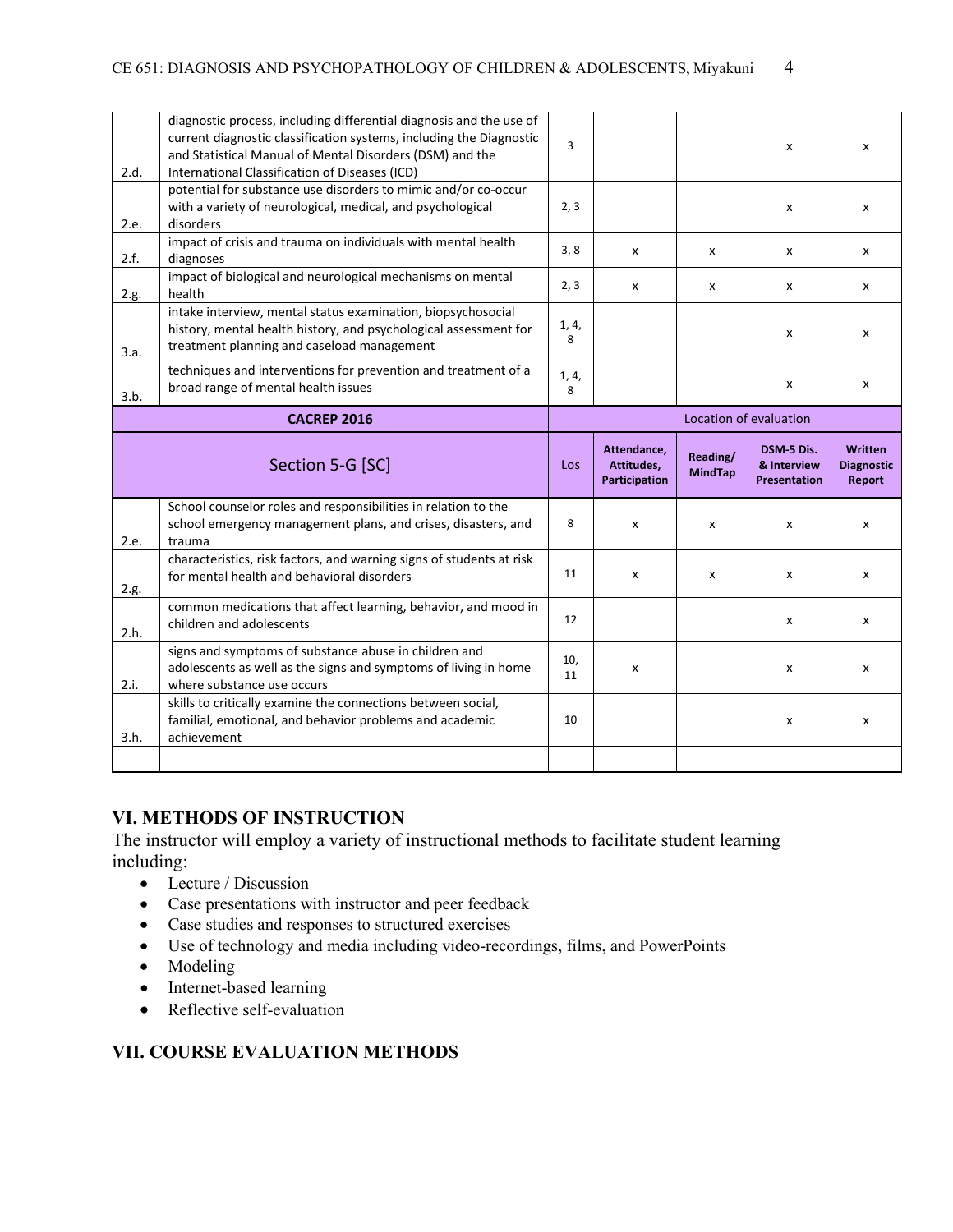| | | | | | | |
|---|---|---|---|---|---|---|
| 2.d. | diagnostic process, including differential diagnosis and the use of current diagnostic classification systems, including the Diagnostic and Statistical Manual of Mental Disorders (DSM) and the International Classification of Diseases (ICD) | 3 | | | x | x |
| 2.e. | potential for substance use disorders to mimic and/or co-occur with a variety of neurological, medical, and psychological disorders | 2, 3 | | | x | x |
| 2.f. | impact of crisis and trauma on individuals with mental health diagnoses | 3, 8 | x | x | x | x |
| 2.g. | impact of biological and neurological mechanisms on mental health | 2, 3 | x | x | x | x |
| 3.a. | intake interview, mental status examination, biopsychosocial history, mental health history, and psychological assessment for treatment planning and caseload management | 1, 4, 8 | | | x | x |
| 3.b. | techniques and interventions for prevention and treatment of a broad range of mental health issues | 1, 4, 8 | | | x | x |
| **CACREP 2016** | | Location of evaluation | | | | |
| Section 5-G [SC] | | Los | **Attendance, Attitudes, Participation** | **Reading/ MindTap** | **DSM-5 Dis. & Interview Presentation** | **Written Diagnostic Report** |
| 2.e. | School counselor roles and responsibilities in relation to the school emergency management plans, and crises, disasters, and trauma | 8 | x | x | x | x |
| 2.g. | characteristics, risk factors, and warning signs of students at risk for mental health and behavioral disorders | 11 | x | x | x | x |
| 2.h. | common medications that affect learning, behavior, and mood in children and adolescents | 12 | | | x | x |
| 2.i. | signs and symptoms of substance abuse in children and adolescents as well as the signs and symptoms of living in home where substance use occurs | 10, 11 | x | | x | x |
| 3.h. | skills to critically examine the connections between social, familial, emotional, and behavior problems and academic achievement | 10 | | | x | x |
| | | | | | | |

## VI. METHODS OF INSTRUCTION

The instructor will employ a variety of instructional methods to facilitate student learning including:

- Lecture / Discussion
- Case presentations with instructor and peer feedback
- Case studies and responses to structured exercises
- Use of technology and media including video-recordings, films, and PowerPoints
- Modeling
- Internet-based learning
- Reflective self-evaluation

## VII. COURSE EVALUATION METHODS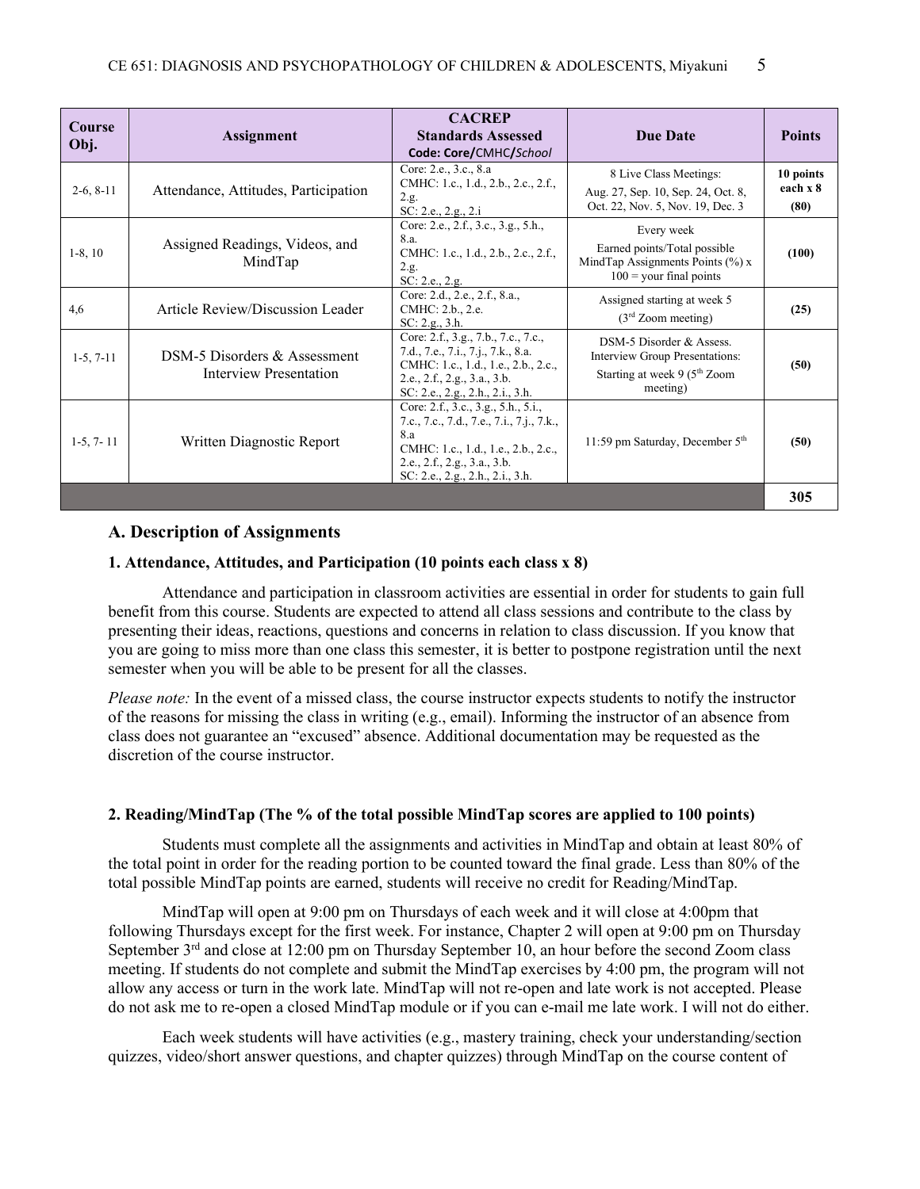| Course Obj. | Assignment | CACREP Standards Assessed Code: Core/CMHC/*School* | Due Date | Points |
|---|---|---|---|---|
| 2-6, 8-11 | Attendance, Attitudes, Participation | Core: 2.e., 3.c., 8.a<br>CMHC: 1.c., 1.d., 2.b., 2.c., 2.f., 2.g.<br>SC: 2.e., 2.g., 2.i | 8 Live Class Meetings:<br>Aug. 27, Sep. 10, Sep. 24, Oct. 8, Oct. 22, Nov. 5, Nov. 19, Dec. 3 | **10 points each x 8 (80)** |
| 1-8, 10 | Assigned Readings, Videos, and MindTap | Core: 2.e., 2.f., 3.c., 3.g., 5.h., 8.a.<br>CMHC: 1.c., 1.d., 2.b., 2.c., 2.f., 2.g.<br>SC: 2.e., 2.g. | Every week<br>Earned points/Total possible MindTap Assignments Points (%) x 100 = your final points | **(100)** |
| 4,6 | Article Review/Discussion Leader | Core: 2.d., 2.e., 2.f., 8.a.,<br>CMHC: 2.b., 2.e.<br>SC: 2.g., 3.h. | Assigned starting at week 5<br>(3rd Zoom meeting) | **(25)** |
| 1-5, 7-11 | DSM-5 Disorders & Assessment Interview Presentation | Core: 2.f., 3.g., 7.b., 7.c., 7.c., 7.d., 7.e., 7.i., 7.j., 7.k., 8.a.<br>CMHC: 1.c., 1.d., 1.e., 2.b., 2.c., 2.e., 2.f., 2.g., 3.a., 3.b.<br>SC: 2.e., 2.g., 2.h., 2.i., 3.h. | DSM-5 Disorder & Assess. Interview Group Presentations: Starting at week 9 (5th Zoom meeting) | **(50)** |
| 1-5, 7- 11 | Written Diagnostic Report | Core: 2.f., 3.c., 3.g., 5.h., 5.i., 7.c., 7.c., 7.d., 7.e., 7.i., 7.j., 7.k., 8.a<br>CMHC: 1.c., 1.d., 1.e., 2.b., 2.c., 2.e., 2.f., 2.g., 3.a., 3.b.<br>SC: 2.e., 2.g., 2.h., 2.i., 3.h. | 11:59 pm Saturday, December 5th | **(50)** |
| | | | | **305** |

### A. Description of Assignments

#### 1. Attendance, Attitudes, and Participation (10 points each class x 8)

Attendance and participation in classroom activities are essential in order for students to gain full benefit from this course. Students are expected to attend all class sessions and contribute to the class by presenting their ideas, reactions, questions and concerns in relation to class discussion. If you know that you are going to miss more than one class this semester, it is better to postpone registration until the next semester when you will be able to be present for all the classes.

*Please note:* In the event of a missed class, the course instructor expects students to notify the instructor of the reasons for missing the class in writing (e.g., email). Informing the instructor of an absence from class does not guarantee an "excused" absence. Additional documentation may be requested as the discretion of the course instructor.

#### 2. Reading/MindTap (The % of the total possible MindTap scores are applied to 100 points)

Students must complete all the assignments and activities in MindTap and obtain at least 80% of the total point in order for the reading portion to be counted toward the final grade. Less than 80% of the total possible MindTap points are earned, students will receive no credit for Reading/MindTap.

MindTap will open at 9:00 pm on Thursdays of each week and it will close at 4:00pm that following Thursdays except for the first week. For instance, Chapter 2 will open at 9:00 pm on Thursday September 3rd and close at 12:00 pm on Thursday September 10, an hour before the second Zoom class meeting. If students do not complete and submit the MindTap exercises by 4:00 pm, the program will not allow any access or turn in the work late. MindTap will not re-open and late work is not accepted. Please do not ask me to re-open a closed MindTap module or if you can e-mail me late work. I will not do either.

Each week students will have activities (e.g., mastery training, check your understanding/section quizzes, video/short answer questions, and chapter quizzes) through MindTap on the course content of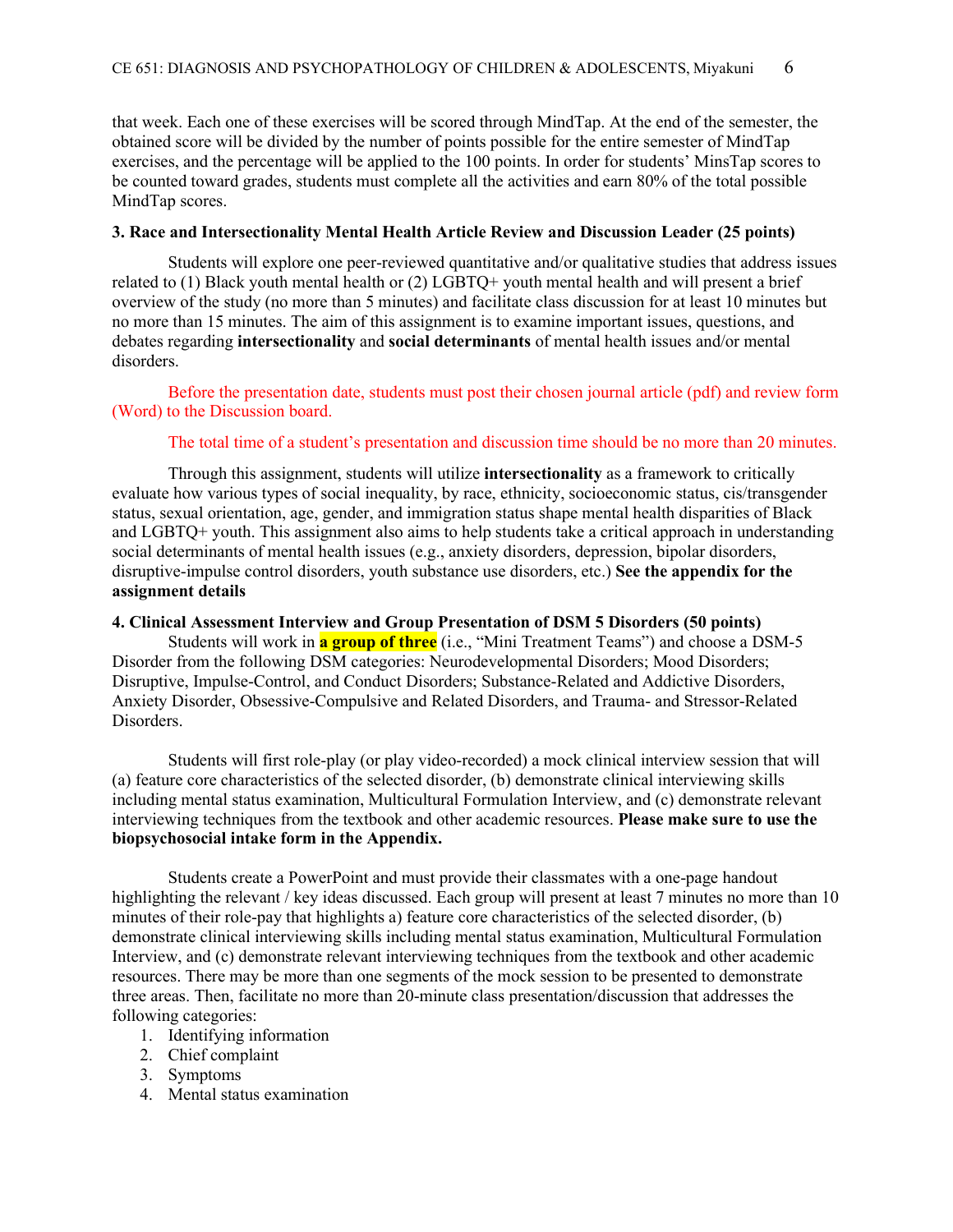that week. Each one of these exercises will be scored through MindTap. At the end of the semester, the obtained score will be divided by the number of points possible for the entire semester of MindTap exercises, and the percentage will be applied to the 100 points. In order for students' MinsTap scores to be counted toward grades, students must complete all the activities and earn 80% of the total possible MindTap scores.

**3. Race and Intersectionality Mental Health Article Review and Discussion Leader (25 points)**

Students will explore one peer-reviewed quantitative and/or qualitative studies that address issues related to (1) Black youth mental health or (2) LGBTQ+ youth mental health and will present a brief overview of the study (no more than 5 minutes) and facilitate class discussion for at least 10 minutes but no more than 15 minutes. The aim of this assignment is to examine important issues, questions, and debates regarding **intersectionality** and **social determinants** of mental health issues and/or mental disorders.

Before the presentation date, students must post their chosen journal article (pdf) and review form (Word) to the Discussion board.

The total time of a student's presentation and discussion time should be no more than 20 minutes.

Through this assignment, students will utilize **intersectionality** as a framework to critically evaluate how various types of social inequality, by race, ethnicity, socioeconomic status, cis/transgender status, sexual orientation, age, gender, and immigration status shape mental health disparities of Black and LGBTQ+ youth. This assignment also aims to help students take a critical approach in understanding social determinants of mental health issues (e.g., anxiety disorders, depression, bipolar disorders, disruptive-impulse control disorders, youth substance use disorders, etc.) **See the appendix for the assignment details**

**4. Clinical Assessment Interview and Group Presentation of DSM 5 Disorders (50 points)**

Students will work in **a group of three** (i.e., "Mini Treatment Teams") and choose a DSM-5 Disorder from the following DSM categories: Neurodevelopmental Disorders; Mood Disorders; Disruptive, Impulse-Control, and Conduct Disorders; Substance-Related and Addictive Disorders, Anxiety Disorder, Obsessive-Compulsive and Related Disorders, and Trauma- and Stressor-Related Disorders.

Students will first role-play (or play video-recorded) a mock clinical interview session that will (a) feature core characteristics of the selected disorder, (b) demonstrate clinical interviewing skills including mental status examination, Multicultural Formulation Interview, and (c) demonstrate relevant interviewing techniques from the textbook and other academic resources. **Please make sure to use the biopsychosocial intake form in the Appendix.**

Students create a PowerPoint and must provide their classmates with a one-page handout highlighting the relevant / key ideas discussed. Each group will present at least 7 minutes no more than 10 minutes of their role-pay that highlights a) feature core characteristics of the selected disorder, (b) demonstrate clinical interviewing skills including mental status examination, Multicultural Formulation Interview, and (c) demonstrate relevant interviewing techniques from the textbook and other academic resources. There may be more than one segments of the mock session to be presented to demonstrate three areas. Then, facilitate no more than 20-minute class presentation/discussion that addresses the following categories:

1. Identifying information
2. Chief complaint
3. Symptoms
4. Mental status examination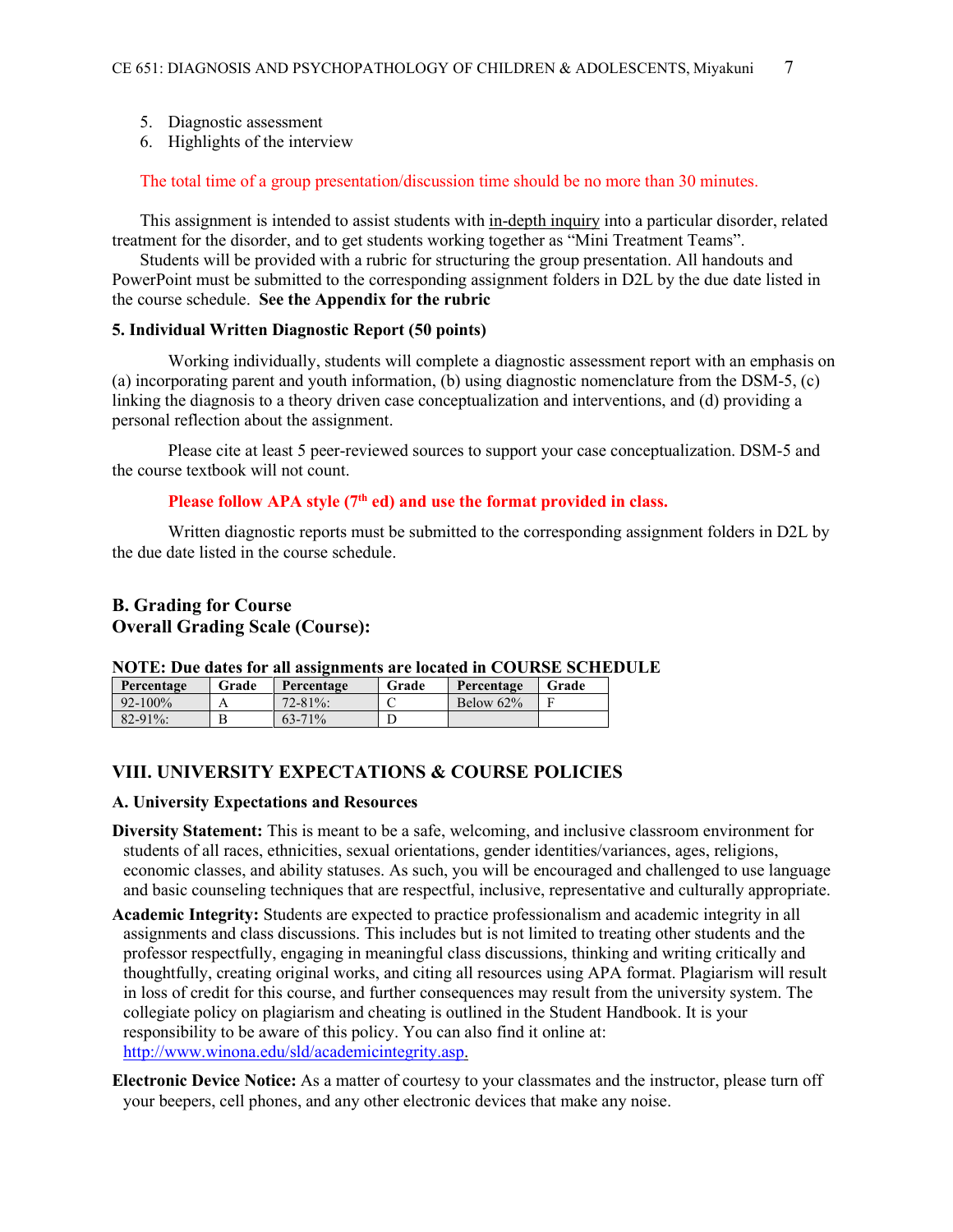5. Diagnostic assessment
6. Highlights of the interview

The total time of a group presentation/discussion time should be no more than 30 minutes.

This assignment is intended to assist students with <u>in-depth inquiry</u> into a particular disorder, related treatment for the disorder, and to get students working together as "Mini Treatment Teams".

Students will be provided with a rubric for structuring the group presentation. All handouts and PowerPoint must be submitted to the corresponding assignment folders in D2L by the due date listed in the course schedule. **See the Appendix for the rubric**

### 5. Individual Written Diagnostic Report (50 points)

Working individually, students will complete a diagnostic assessment report with an emphasis on (a) incorporating parent and youth information, (b) using diagnostic nomenclature from the DSM-5, (c) linking the diagnosis to a theory driven case conceptualization and interventions, and (d) providing a personal reflection about the assignment.

Please cite at least 5 peer-reviewed sources to support your case conceptualization. DSM-5 and the course textbook will not count.

**Please follow APA style (7th ed) and use the format provided in class.**

Written diagnostic reports must be submitted to the corresponding assignment folders in D2L by the due date listed in the course schedule.

## B. Grading for Course
## Overall Grading Scale (Course):

**NOTE: Due dates for all assignments are located in COURSE SCHEDULE**

| Percentage | Grade | Percentage | Grade | Percentage | Grade |
|---|---|---|---|---|---|
| 92-100% | A | 72-81%: | C | Below 62% | F |
| 82-91%: | B | 63-71% | D | | |

## VIII. UNIVERSITY EXPECTATIONS & COURSE POLICIES

### A. University Expectations and Resources

**Diversity Statement:** This is meant to be a safe, welcoming, and inclusive classroom environment for students of all races, ethnicities, sexual orientations, gender identities/variances, ages, religions, economic classes, and ability statuses. As such, you will be encouraged and challenged to use language and basic counseling techniques that are respectful, inclusive, representative and culturally appropriate.

**Academic Integrity:** Students are expected to practice professionalism and academic integrity in all assignments and class discussions. This includes but is not limited to treating other students and the professor respectfully, engaging in meaningful class discussions, thinking and writing critically and thoughtfully, creating original works, and citing all resources using APA format. Plagiarism will result in loss of credit for this course, and further consequences may result from the university system. The collegiate policy on plagiarism and cheating is outlined in the Student Handbook. It is your responsibility to be aware of this policy. You can also find it online at: http://www.winona.edu/sld/academicintegrity.asp.

**Electronic Device Notice:** As a matter of courtesy to your classmates and the instructor, please turn off your beepers, cell phones, and any other electronic devices that make any noise.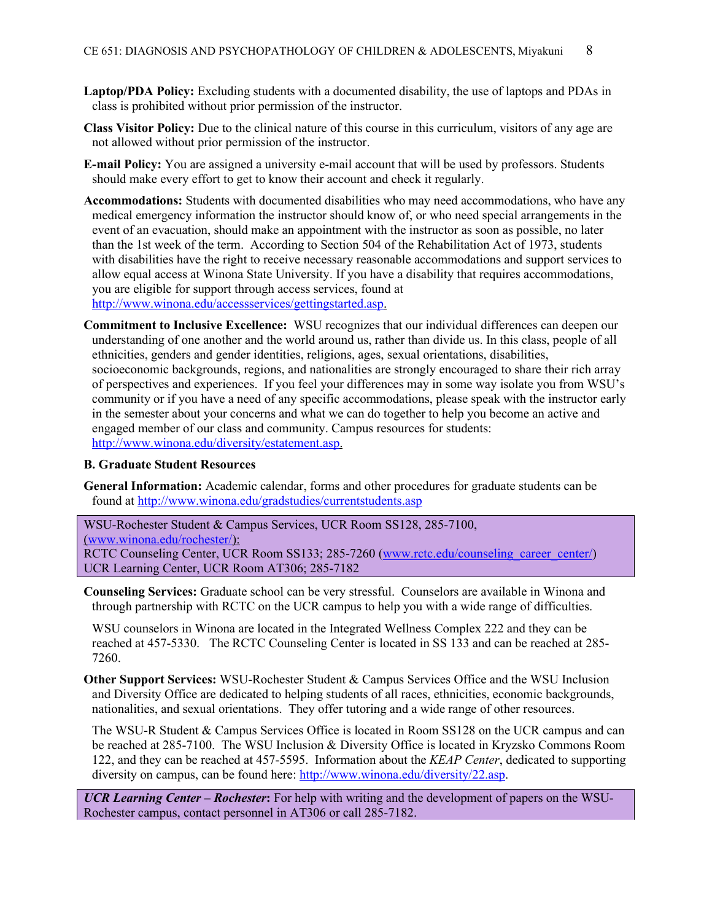**Laptop/PDA Policy:** Excluding students with a documented disability, the use of laptops and PDAs in class is prohibited without prior permission of the instructor.

**Class Visitor Policy:** Due to the clinical nature of this course in this curriculum, visitors of any age are not allowed without prior permission of the instructor.

**E-mail Policy:** You are assigned a university e-mail account that will be used by professors. Students should make every effort to get to know their account and check it regularly.

**Accommodations:** Students with documented disabilities who may need accommodations, who have any medical emergency information the instructor should know of, or who need special arrangements in the event of an evacuation, should make an appointment with the instructor as soon as possible, no later than the 1st week of the term. According to Section 504 of the Rehabilitation Act of 1973, students with disabilities have the right to receive necessary reasonable accommodations and support services to allow equal access at Winona State University. If you have a disability that requires accommodations, you are eligible for support through access services, found at http://www.winona.edu/accessservices/gettingstarted.asp.

**Commitment to Inclusive Excellence:** WSU recognizes that our individual differences can deepen our understanding of one another and the world around us, rather than divide us. In this class, people of all ethnicities, genders and gender identities, religions, ages, sexual orientations, disabilities, socioeconomic backgrounds, regions, and nationalities are strongly encouraged to share their rich array of perspectives and experiences. If you feel your differences may in some way isolate you from WSU's community or if you have a need of any specific accommodations, please speak with the instructor early in the semester about your concerns and what we can do together to help you become an active and engaged member of our class and community. Campus resources for students: http://www.winona.edu/diversity/estatement.asp.

### B. Graduate Student Resources

**General Information:** Academic calendar, forms and other procedures for graduate students can be found at http://www.winona.edu/gradstudies/currentstudents.asp

WSU-Rochester Student & Campus Services, UCR Room SS128, 285-7100, (www.winona.edu/rochester/):
RCTC Counseling Center, UCR Room SS133; 285-7260 (www.rctc.edu/counseling_career_center/)
UCR Learning Center, UCR Room AT306; 285-7182

**Counseling Services:** Graduate school can be very stressful. Counselors are available in Winona and through partnership with RCTC on the UCR campus to help you with a wide range of difficulties.

WSU counselors in Winona are located in the Integrated Wellness Complex 222 and they can be reached at 457-5330. The RCTC Counseling Center is located in SS 133 and can be reached at 285-7260.

**Other Support Services:** WSU-Rochester Student & Campus Services Office and the WSU Inclusion and Diversity Office are dedicated to helping students of all races, ethnicities, economic backgrounds, nationalities, and sexual orientations. They offer tutoring and a wide range of other resources.

The WSU-R Student & Campus Services Office is located in Room SS128 on the UCR campus and can be reached at 285-7100. The WSU Inclusion & Diversity Office is located in Kryzsko Commons Room 122, and they can be reached at 457-5595. Information about the *KEAP Center*, dedicated to supporting diversity on campus, can be found here: http://www.winona.edu/diversity/22.asp.

***UCR Learning Center – Rochester*:** For help with writing and the development of papers on the WSU-Rochester campus, contact personnel in AT306 or call 285-7182.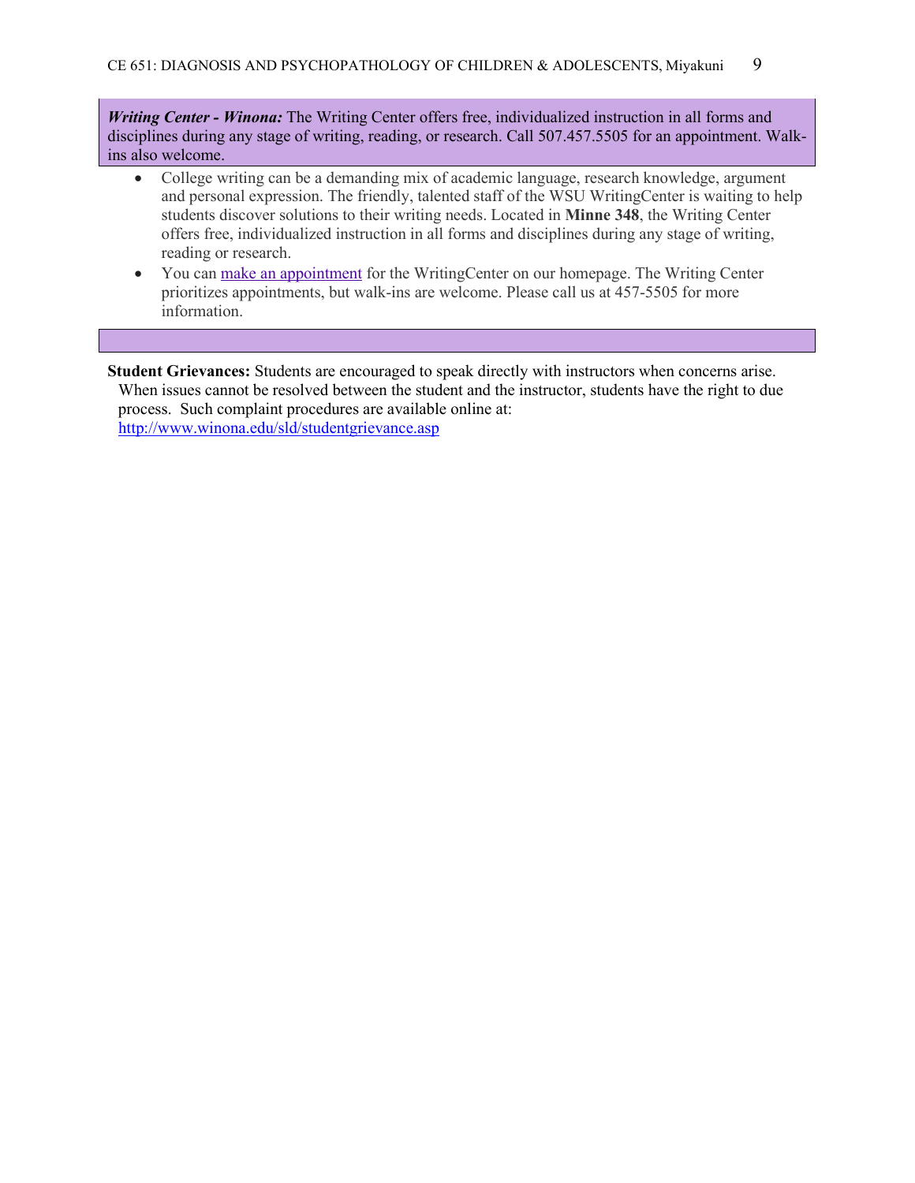***Writing Center - Winona:*** The Writing Center offers free, individualized instruction in all forms and disciplines during any stage of writing, reading, or research. Call 507.457.5505 for an appointment. Walk-ins also welcome.

- College writing can be a demanding mix of academic language, research knowledge, argument and personal expression. The friendly, talented staff of the WSU WritingCenter is waiting to help students discover solutions to their writing needs. Located in **Minne 348**, the Writing Center offers free, individualized instruction in all forms and disciplines during any stage of writing, reading or research.
- You can make an appointment for the WritingCenter on our homepage. The Writing Center prioritizes appointments, but walk-ins are welcome. Please call us at 457-5505 for more information.

**Student Grievances:** Students are encouraged to speak directly with instructors when concerns arise. When issues cannot be resolved between the student and the instructor, students have the right to due process. Such complaint procedures are available online at: http://www.winona.edu/sld/studentgrievance.asp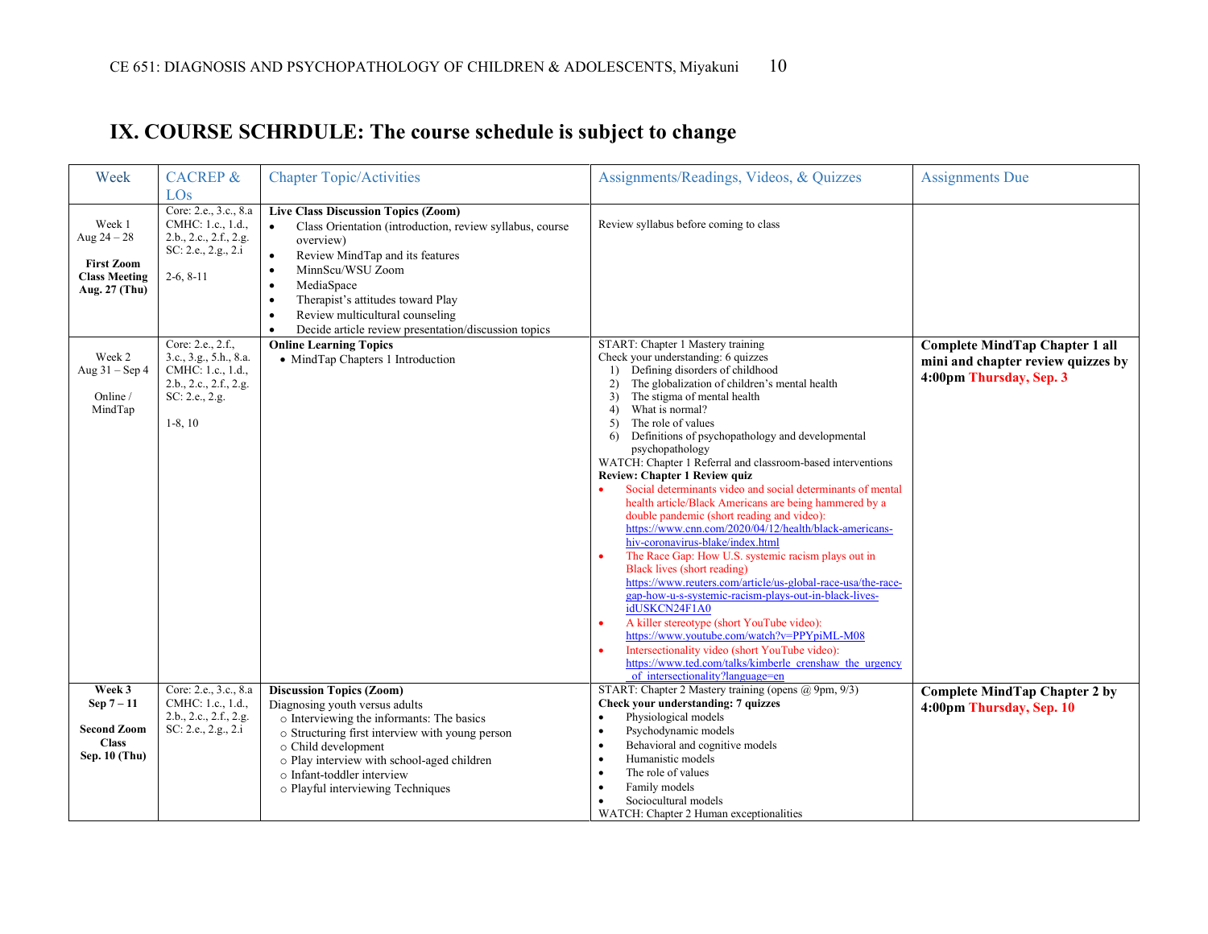# IX. COURSE SCHRDULE: The course schedule is subject to change

| Week | CACREP & LOs | Chapter Topic/Activities | Assignments/Readings, Videos, & Quizzes | Assignments Due |
|---|---|---|---|---|
| Week 1<br>Aug 24 – 28<br><br>**First Zoom Class Meeting Aug. 27 (Thu)** | Core: 2.e., 3.c., 8.a<br>CMHC: 1.c., 1.d., 2.b., 2.c., 2.f., 2.g.<br>SC: 2.e., 2.g., 2.i<br><br>2-6, 8-11 | **Live Class Discussion Topics (Zoom)**<br>• Class Orientation (introduction, review syllabus, course overview)<br>• Review MindTap and its features<br>• MinnScu/WSU Zoom<br>• MediaSpace<br>• Therapist's attitudes toward Play<br>• Review multicultural counseling<br>• Decide article review presentation/discussion topics | Review syllabus before coming to class | |
| Week 2<br>Aug 31 – Sep 4<br><br>Online / MindTap | Core: 2.e., 2.f., 3.c., 3.g., 5.h., 8.a.<br>CMHC: 1.c., 1.d., 2.b., 2.c., 2.f., 2.g.<br>SC: 2.e., 2.g.<br><br>1-8, 10 | **Online Learning Topics**<br>• MindTap Chapters 1 Introduction | START: Chapter 1 Mastery training<br>Check your understanding: 6 quizzes<br>1) Defining disorders of childhood<br>2) The globalization of children's mental health<br>3) The stigma of mental health<br>4) What is normal?<br>5) The role of values<br>6) Definitions of psychopathology and developmental psychopathology<br>WATCH: Chapter 1 Referral and classroom-based interventions<br>**Review: Chapter 1 Review quiz**<br>• Social determinants video and social determinants of mental health article/Black Americans are being hammered by a double pandemic (short reading and video): https://www.cnn.com/2020/04/12/health/black-americans-hiv-coronavirus-blake/index.html<br>• The Race Gap: How U.S. systemic racism plays out in Black lives (short reading) https://www.reuters.com/article/us-global-race-usa/the-race-gap-how-u-s-systemic-racism-plays-out-in-black-lives-idUSKCN24F1A0<br>• A killer stereotype (short YouTube video): https://www.youtube.com/watch?v=PPYpiML-M08<br>• Intersectionality video (short YouTube video): https://www.ted.com/talks/kimberle_crenshaw_the_urgency_of_intersectionality?language=en | **Complete MindTap Chapter 1 all mini and chapter review quizzes by 4:00pm Thursday, Sep. 3** |
| **Week 3<br>Sep 7 – 11<br><br>Second Zoom Class<br>Sep. 10 (Thu)** | Core: 2.e., 3.c., 8.a<br>CMHC: 1.c., 1.d., 2.b., 2.c., 2.f., 2.g.<br>SC: 2.e., 2.g., 2.i | **Discussion Topics (Zoom)**<br>Diagnosing youth versus adults<br>○ Interviewing the informants: The basics<br>○ Structuring first interview with young person<br>○ Child development<br>○ Play interview with school-aged children<br>○ Infant-toddler interview<br>○ Playful interviewing Techniques | START: Chapter 2 Mastery training (opens @ 9pm, 9/3)<br>**Check your understanding: 7 quizzes**<br>• Physiological models<br>• Psychodynamic models<br>• Behavioral and cognitive models<br>• Humanistic models<br>• The role of values<br>• Family models<br>• Sociocultural models<br>WATCH: Chapter 2 Human exceptionalities | **Complete MindTap Chapter 2 by 4:00pm Thursday, Sep. 10** |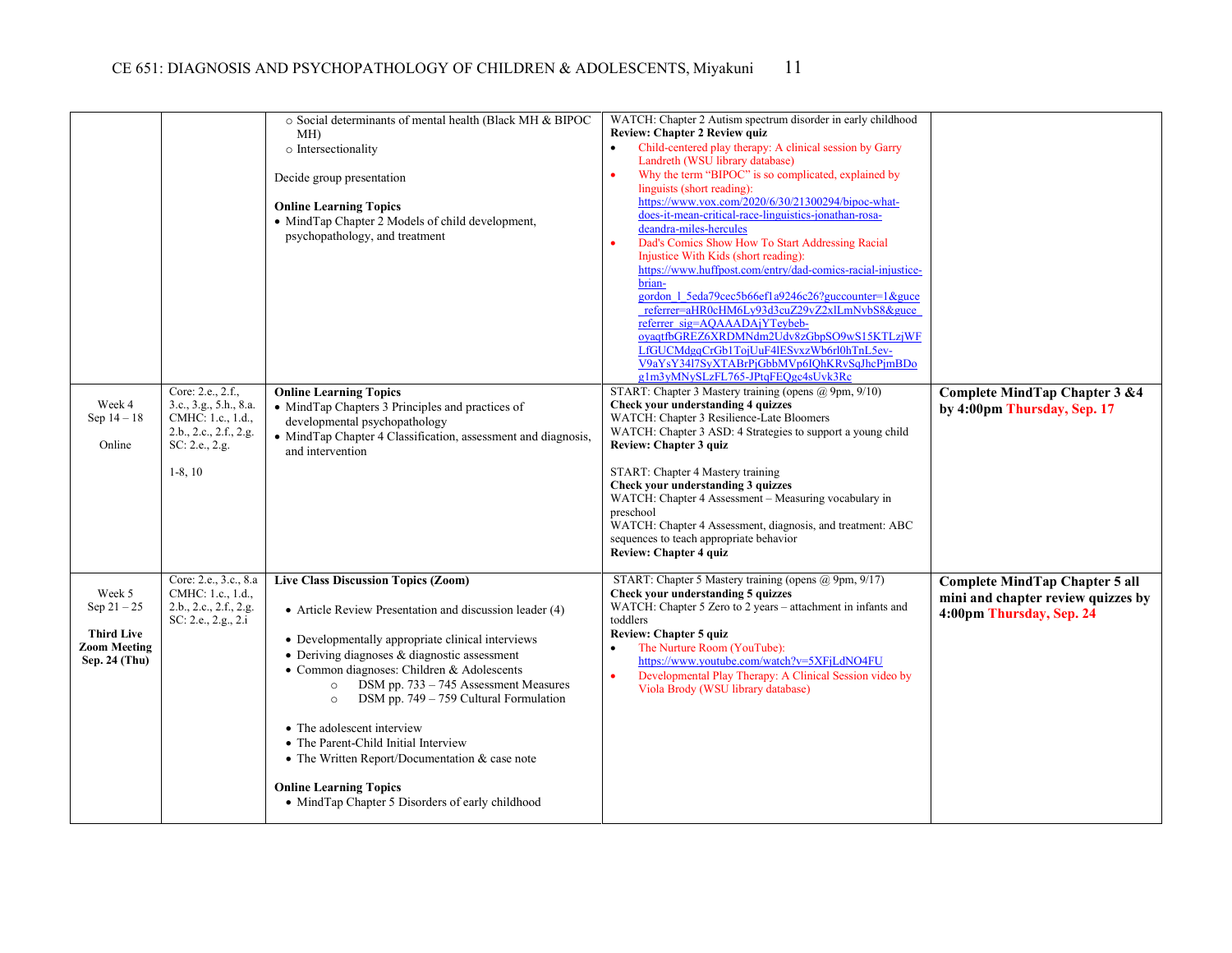| | | | | |
|---|---|---|---|---|
| | | ○ Social determinants of mental health (Black MH & BIPOC MH)<br>○ Intersectionality<br><br>Decide group presentation<br><br>**Online Learning Topics**<br>• MindTap Chapter 2 Models of child development, psychopathology, and treatment | WATCH: Chapter 2 Autism spectrum disorder in early childhood<br>**Review: Chapter 2 Review quiz**<br>• Child-centered play therapy: A clinical session by Garry Landreth (WSU library database)<br>• Why the term "BIPOC" is so complicated, explained by linguists (short reading): https://www.vox.com/2020/6/30/21300294/bipoc-what-does-it-mean-critical-race-linguistics-jonathan-rosa-deandra-miles-hercules<br>• Dad's Comics Show How To Start Addressing Racial Injustice With Kids (short reading): https://www.huffpost.com/entry/dad-comics-racial-injustice-brian-gordon_l_5eda79cec5b66ef1a9246c26?guccounter=1&guce_referrer=aHR0cHM6Ly93d3cuZ29vZ2xlLmNvbS8&guce_referrer_sig=AQAAADAjYTeybeb-oyaqtfbGREZ6XRDMNdm2Udv8zGbpSO9wS15KTLzjWFLfGUCMdgqCrGb1TojUuF4lESvxzWb6rl0hTnL5ev-V9aYsY34l7SyXTABrPjGbbMVp6IQhKRvSqJhcPjmBDog1m3yMNySLzFL765-JPtqFEQgc4sUvk3Rc | |
| Week 4<br>Sep 14 – 18<br><br>Online | Core: 2.e., 2.f., 3.c., 3.g., 5.h., 8.a.<br>CMHC: 1.c., 1.d., 2.b., 2.c., 2.f., 2.g.<br>SC: 2.e., 2.g.<br><br>1-8, 10 | **Online Learning Topics**<br>• MindTap Chapters 3 Principles and practices of developmental psychopathology<br>• MindTap Chapter 4 Classification, assessment and diagnosis, and intervention | START: Chapter 3 Mastery training (opens @ 9pm, 9/10)<br>**Check your understanding 4 quizzes**<br>WATCH: Chapter 3 Resilience-Late Bloomers<br>WATCH: Chapter 3 ASD: 4 Strategies to support a young child<br>**Review: Chapter 3 quiz**<br><br>START: Chapter 4 Mastery training<br>**Check your understanding 3 quizzes**<br>WATCH: Chapter 4 Assessment – Measuring vocabulary in preschool<br>WATCH: Chapter 4 Assessment, diagnosis, and treatment: ABC sequences to teach appropriate behavior<br>**Review: Chapter 4 quiz** | **Complete MindTap Chapter 3 &4 by 4:00pm Thursday, Sep. 17** |
| Week 5<br>Sep 21 – 25<br><br>**Third Live Zoom Meeting Sep. 24 (Thu)** | Core: 2.e., 3.c., 8.a<br>CMHC: 1.c., 1.d., 2.b., 2.c., 2.f., 2.g.<br>SC: 2.e., 2.g., 2.i | **Live Class Discussion Topics (Zoom)**<br><br>• Article Review Presentation and discussion leader (4)<br><br>• Developmentally appropriate clinical interviews<br>• Deriving diagnoses & diagnostic assessment<br>• Common diagnoses: Children & Adolescents<br>○ DSM pp. 733 – 745 Assessment Measures<br>○ DSM pp. 749 – 759 Cultural Formulation<br><br>• The adolescent interview<br>• The Parent-Child Initial Interview<br>• The Written Report/Documentation & case note<br><br>**Online Learning Topics**<br>• MindTap Chapter 5 Disorders of early childhood | START: Chapter 5 Mastery training (opens @ 9pm, 9/17)<br>**Check your understanding 5 quizzes**<br>WATCH: Chapter 5 Zero to 2 years – attachment in infants and toddlers<br>**Review: Chapter 5 quiz**<br>• The Nurture Room (YouTube): https://www.youtube.com/watch?v=5XFjLdNO4FU<br>• Developmental Play Therapy: A Clinical Session video by Viola Brody (WSU library database) | **Complete MindTap Chapter 5 all mini and chapter review quizzes by 4:00pm Thursday, Sep. 24** |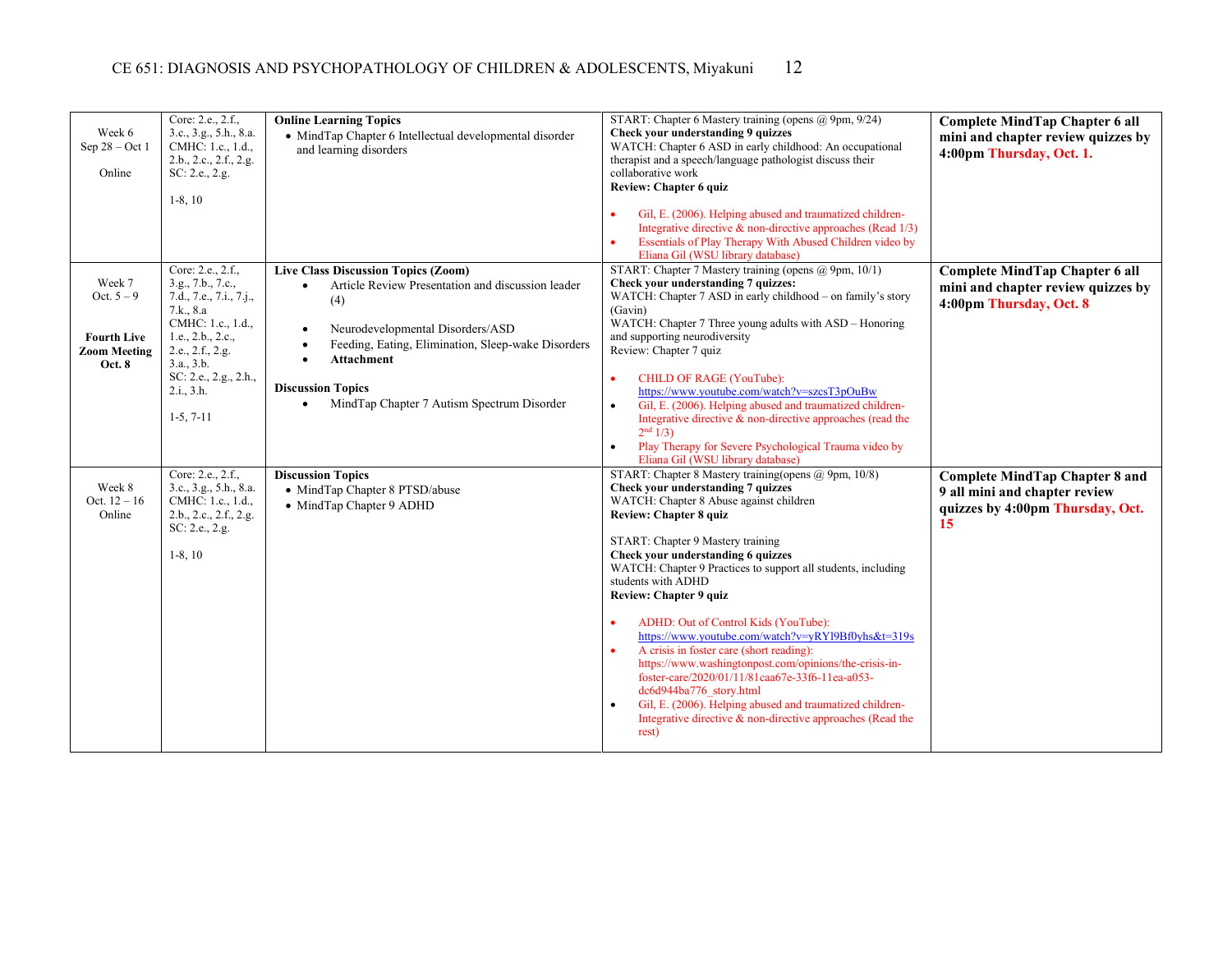| Week | Standards | Topics | Readings/Activities | Due |
|---|---|---|---|---|
| Week 6<br>Sep 28 – Oct 1<br><br>Online | Core: 2.e., 2.f., 3.c., 3.g., 5.h., 8.a.<br>CMHC: 1.c., 1.d., 2.b., 2.c., 2.f., 2.g.<br>SC: 2.e., 2.g.<br><br>1-8, 10 | **Online Learning Topics**<br>• MindTap Chapter 6 Intellectual developmental disorder and learning disorders | START: Chapter 6 Mastery training (opens @ 9pm, 9/24)<br>**Check your understanding 9 quizzes**<br>WATCH: Chapter 6 ASD in early childhood: An occupational therapist and a speech/language pathologist discuss their collaborative work<br>**Review: Chapter 6 quiz**<br><br>• Gil, E. (2006). Helping abused and traumatized children- Integrative directive & non-directive approaches (Read 1/3)<br>• Essentials of Play Therapy With Abused Children video by Eliana Gil (WSU library database) | **Complete MindTap Chapter 6 all mini and chapter review quizzes by 4:00pm Thursday, Oct. 1.** |
| Week 7<br>Oct. 5 – 9<br><br>**Fourth Live Zoom Meeting Oct. 8** | Core: 2.e., 2.f., 3.g., 7.b., 7.c., 7.d., 7.e., 7.i., 7.j., 7.k., 8.a<br>CMHC: 1.c., 1.d., 1.e., 2.b., 2.c., 2.e., 2.f., 2.g. 3.a., 3.b.<br>SC: 2.e., 2.g., 2.h., 2.i., 3.h.<br><br>1-5, 7-11 | **Live Class Discussion Topics (Zoom)**<br>• Article Review Presentation and discussion leader (4)<br>• Neurodevelopmental Disorders/ASD<br>• Feeding, Eating, Elimination, Sleep-wake Disorders<br>• **Attachment**<br><br>**Discussion Topics**<br>• MindTap Chapter 7 Autism Spectrum Disorder | START: Chapter 7 Mastery training (opens @ 9pm, 10/1)<br>**Check your understanding 7 quizzes:**<br>WATCH: Chapter 7 ASD in early childhood – on family's story (Gavin)<br>WATCH: Chapter 7 Three young adults with ASD – Honoring and supporting neurodiversity<br>Review: Chapter 7 quiz<br><br>• CHILD OF RAGE (YouTube): https://www.youtube.com/watch?v=szcsT3pOuBw<br>• Gil, E. (2006). Helping abused and traumatized children- Integrative directive & non-directive approaches (read the 2nd 1/3)<br>• Play Therapy for Severe Psychological Trauma video by Eliana Gil (WSU library database) | **Complete MindTap Chapter 6 all mini and chapter review quizzes by 4:00pm Thursday, Oct. 8** |
| Week 8<br>Oct. 12 – 16<br>Online | Core: 2.e., 2.f., 3.c., 3.g., 5.h., 8.a.<br>CMHC: 1.c., 1.d., 2.b., 2.c., 2.f., 2.g.<br>SC: 2.e., 2.g.<br><br>1-8, 10 | **Discussion Topics**<br>• MindTap Chapter 8 PTSD/abuse<br>• MindTap Chapter 9 ADHD | START: Chapter 8 Mastery training(opens @ 9pm, 10/8)<br>**Check your understanding 7 quizzes**<br>WATCH: Chapter 8 Abuse against children<br>**Review: Chapter 8 quiz**<br><br>START: Chapter 9 Mastery training<br>**Check your understanding 6 quizzes**<br>WATCH: Chapter 9 Practices to support all students, including students with ADHD<br>**Review: Chapter 9 quiz**<br><br>• ADHD: Out of Control Kids (YouTube): https://www.youtube.com/watch?v=yRYl9Bf0yhs&t=319s<br>• A crisis in foster care (short reading): https://www.washingtonpost.com/opinions/the-crisis-in-foster-care/2020/01/11/81caa67e-33f6-11ea-a053-dc6d944ba776_story.html<br>• Gil, E. (2006). Helping abused and traumatized children- Integrative directive & non-directive approaches (Read the rest) | **Complete MindTap Chapter 8 and 9 all mini and chapter review quizzes by 4:00pm Thursday, Oct. 15** |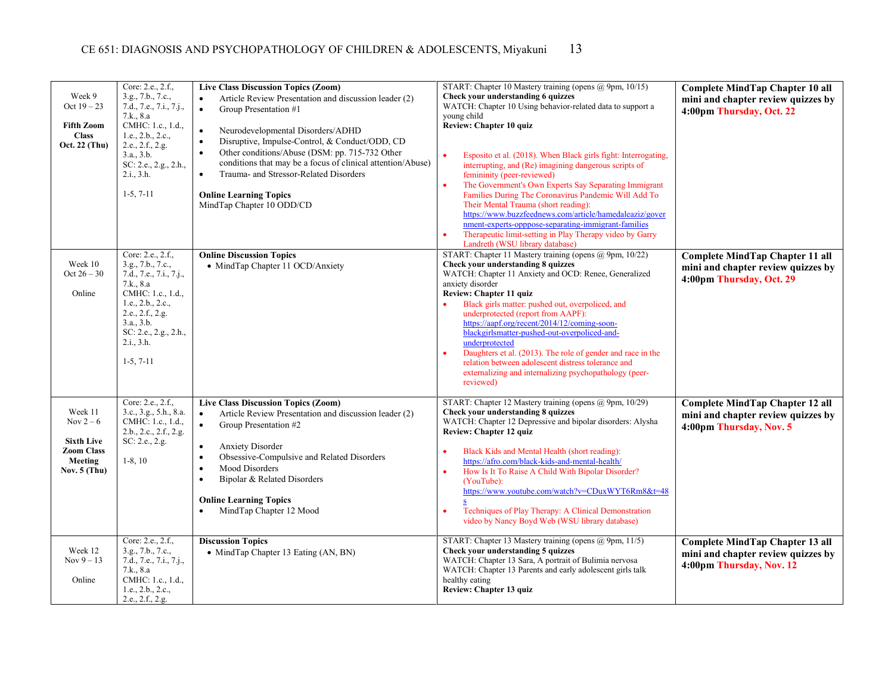| Week | Standards | Topics | Activities / Readings | Due |
|---|---|---|---|---|
| Week 9<br>Oct 19 – 23<br><br>**Fifth Zoom Class**<br>**Oct. 22 (Thu)** | Core: 2.e., 2.f., 3.g., 7.b., 7.c., 7.d., 7.e., 7.i., 7.j., 7.k., 8.a<br>CMHC: 1.c., 1.d., 1.e., 2.b., 2.c., 2.e., 2.f., 2.g. 3.a., 3.b.<br>SC: 2.e., 2.g., 2.h., 2.i., 3.h.<br><br>1-5, 7-11 | **Live Class Discussion Topics (Zoom)**<br>• Article Review Presentation and discussion leader (2)<br>• Group Presentation #1<br><br>• Neurodevelopmental Disorders/ADHD<br>• Disruptive, Impulse-Control, & Conduct/ODD, CD<br>• Other conditions/Abuse (DSM: pp. 715-732 Other conditions that may be a focus of clinical attention/Abuse)<br>• Trauma- and Stressor-Related Disorders<br><br>**Online Learning Topics**<br>MindTap Chapter 10 ODD/CD | START: Chapter 10 Mastery training (opens @ 9pm, 10/15)<br>**Check your understanding 6 quizzes**<br>WATCH: Chapter 10 Using behavior-related data to support a young child<br>**Review: Chapter 10 quiz**<br><br>• Esposito et al. (2018). When Black girls fight: Interrogating, interrupting, and (Re) imagining dangerous scripts of femininity (peer-reviewed)<br>• The Government's Own Experts Say Separating Immigrant Families During The Coronavirus Pandemic Will Add To Their Mental Trauma (short reading): https://www.buzzfeednews.com/article/hamedaleaziz/government-experts-opppose-separating-immigrant-families<br>• Therapeutic limit-setting in Play Therapy video by Garry Landreth (WSU library database) | **Complete MindTap Chapter 10 all mini and chapter review quizzes by 4:00pm Thursday, Oct. 22** |
| Week 10<br>Oct 26 – 30<br><br>Online | Core: 2.e., 2.f., 3.g., 7.b., 7.c., 7.d., 7.e., 7.i., 7.j., 7.k., 8.a<br>CMHC: 1.c., 1.d., 1.e., 2.b., 2.c., 2.e., 2.f., 2.g. 3.a., 3.b.<br>SC: 2.e., 2.g., 2.h., 2.i., 3.h.<br><br>1-5, 7-11 | **Online Discussion Topics**<br>• MindTap Chapter 11 OCD/Anxiety | START: Chapter 11 Mastery training (opens @ 9pm, 10/22)<br>**Check your understanding 8 quizzes**<br>WATCH: Chapter 11 Anxiety and OCD: Renee, Generalized anxiety disorder<br>**Review: Chapter 11 quiz**<br>• Black girls matter: pushed out, overpoliced, and underprotected (report from AAPF): https://aapf.org/recent/2014/12/coming-soon-blackgirlsmatter-pushed-out-overpoliced-and-underprotected<br>• Daughters et al. (2013). The role of gender and race in the relation between adolescent distress tolerance and externalizing and internalizing psychopathology (peer-reviewed) | **Complete MindTap Chapter 11 all mini and chapter review quizzes by 4:00pm Thursday, Oct. 29** |
| Week 11<br>Nov 2 – 6<br><br>**Sixth Live Zoom Class Meeting**<br>**Nov. 5 (Thu)** | Core: 2.e., 2.f., 3.c., 3.g., 5.h., 8.a.<br>CMHC: 1.c., 1.d., 2.b., 2.c., 2.f., 2.g.<br>SC: 2.e., 2.g.<br><br>1-8, 10 | **Live Class Discussion Topics (Zoom)**<br>• Article Review Presentation and discussion leader (2)<br>• Group Presentation #2<br><br>• Anxiety Disorder<br>• Obsessive-Compulsive and Related Disorders<br>• Mood Disorders<br>• Bipolar & Related Disorders<br><br>**Online Learning Topics**<br>• MindTap Chapter 12 Mood | START: Chapter 12 Mastery training (opens @ 9pm, 10/29)<br>**Check your understanding 8 quizzes**<br>WATCH: Chapter 12 Depressive and bipolar disorders: Alysha<br>**Review: Chapter 12 quiz**<br><br>• Black Kids and Mental Health (short reading): https://afro.com/black-kids-and-mental-health/<br>• How Is It To Raise A Child With Bipolar Disorder? (YouTube): https://www.youtube.com/watch?v=CDuxWYT6Rm8&t=48s<br>• Techniques of Play Therapy: A Clinical Demonstration video by Nancy Boyd Web (WSU library database) | **Complete MindTap Chapter 12 all mini and chapter review quizzes by 4:00pm Thursday, Nov. 5** |
| Week 12<br>Nov 9 – 13<br><br>Online | Core: 2.e., 2.f., 3.g., 7.b., 7.c., 7.d., 7.e., 7.i., 7.j., 7.k., 8.a<br>CMHC: 1.c., 1.d., 1.e., 2.b., 2.c., 2.e., 2.f., 2.g. | **Discussion Topics**<br>• MindTap Chapter 13 Eating (AN, BN) | START: Chapter 13 Mastery training (opens @ 9pm, 11/5)<br>**Check your understanding 5 quizzes**<br>WATCH: Chapter 13 Sara, A portrait of Bulimia nervosa<br>WATCH: Chapter 13 Parents and early adolescent girls talk healthy eating<br>**Review: Chapter 13 quiz** | **Complete MindTap Chapter 13 all mini and chapter review quizzes by 4:00pm Thursday, Nov. 12** |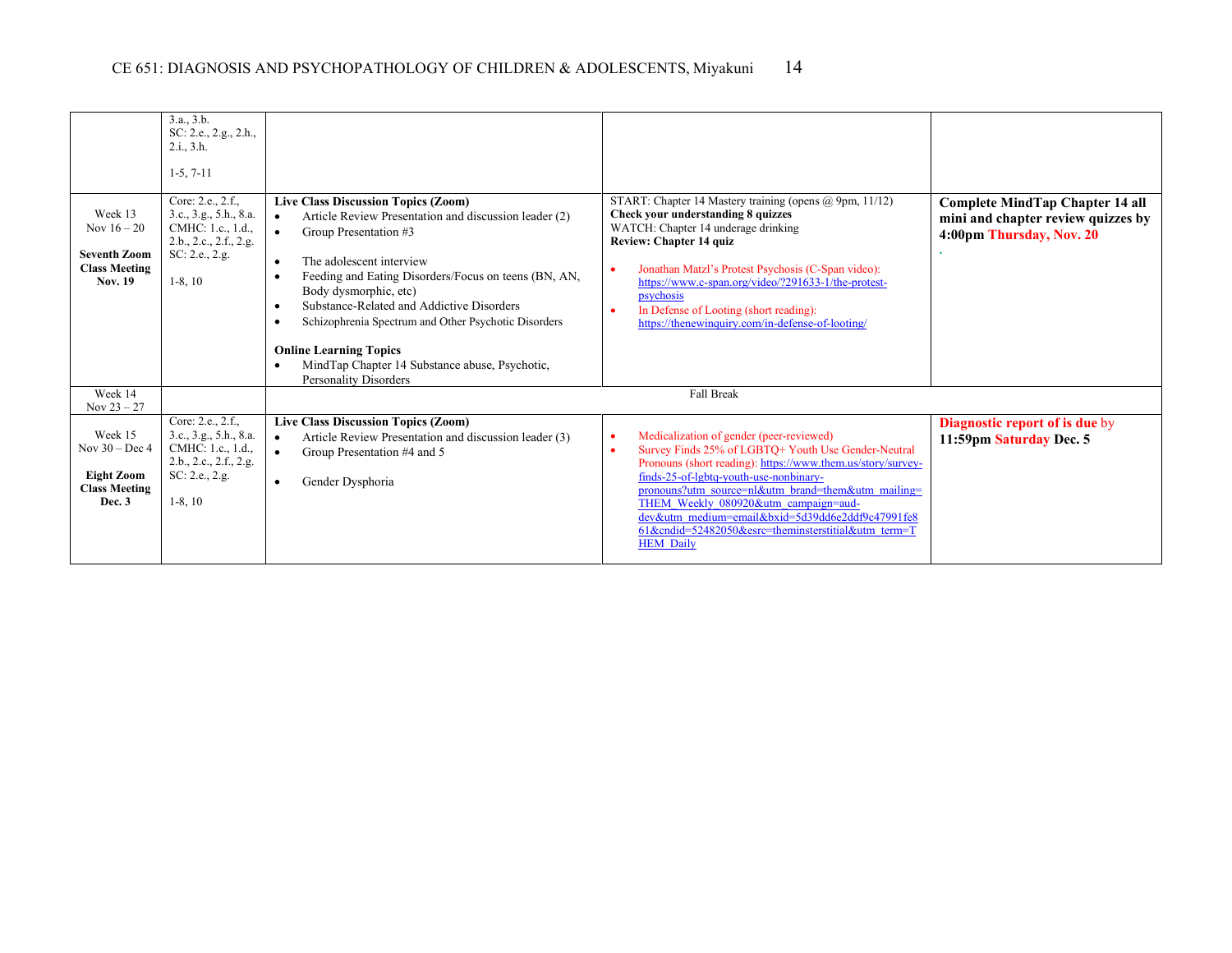| | | | | |
|---|---|---|---|---|
| | 3.a., 3.b.<br>SC: 2.e., 2.g., 2.h., 2.i., 3.h.<br><br>1-5, 7-11 | | | |
| Week 13<br>Nov 16 – 20<br><br>**Seventh Zoom Class Meeting Nov. 19** | Core: 2.e., 2.f., 3.c., 3.g., 5.h., 8.a.<br>CMHC: 1.c., 1.d., 2.b., 2.c., 2.f., 2.g.<br>SC: 2.e., 2.g.<br><br>1-8, 10 | **Live Class Discussion Topics (Zoom)**<br>• Article Review Presentation and discussion leader (2)<br>• Group Presentation #3<br><br>• The adolescent interview<br>• Feeding and Eating Disorders/Focus on teens (BN, AN, Body dysmorphic, etc)<br>• Substance-Related and Addictive Disorders<br>• Schizophrenia Spectrum and Other Psychotic Disorders<br><br>**Online Learning Topics**<br>• MindTap Chapter 14 Substance abuse, Psychotic, Personality Disorders | START: Chapter 14 Mastery training (opens @ 9pm, 11/12)<br>**Check your understanding 8 quizzes**<br>WATCH: Chapter 14 underage drinking<br>**Review: Chapter 14 quiz**<br><br>• Jonathan Matzl's Protest Psychosis (C-Span video): https://www.c-span.org/video/?291633-1/the-protest-psychosis<br>• In Defense of Looting (short reading): https://thenewinquiry.com/in-defense-of-looting/ | **Complete MindTap Chapter 14 all mini and chapter review quizzes by 4:00pm Thursday, Nov. 20**<br>. |
| Week 14<br>Nov 23 – 27 | | Fall Break | | |
| Week 15<br>Nov 30 – Dec 4<br><br>**Eight Zoom Class Meeting Dec. 3** | Core: 2.e., 2.f., 3.c., 3.g., 5.h., 8.a.<br>CMHC: 1.c., 1.d., 2.b., 2.c., 2.f., 2.g.<br>SC: 2.e., 2.g.<br><br>1-8, 10 | **Live Class Discussion Topics (Zoom)**<br>• Article Review Presentation and discussion leader (3)<br>• Group Presentation #4 and 5<br><br>• Gender Dysphoria | • Medicalization of gender (peer-reviewed)<br>• Survey Finds 25% of LGBTQ+ Youth Use Gender-Neutral Pronouns (short reading): https://www.them.us/story/survey-finds-25-of-lgbtq-youth-use-nonbinary-pronouns?utm_source=nl&utm_brand=them&utm_mailing=THEM_Weekly_080920&utm_campaign=aud-dev&utm_medium=email&bxid=5d39dd6e2ddf9c47991fe861&cndid=52482050&esrc=theminsterstitial&utm_term=THEM_Daily | **Diagnostic report of is due** by **11:59pm Saturday Dec. 5** |